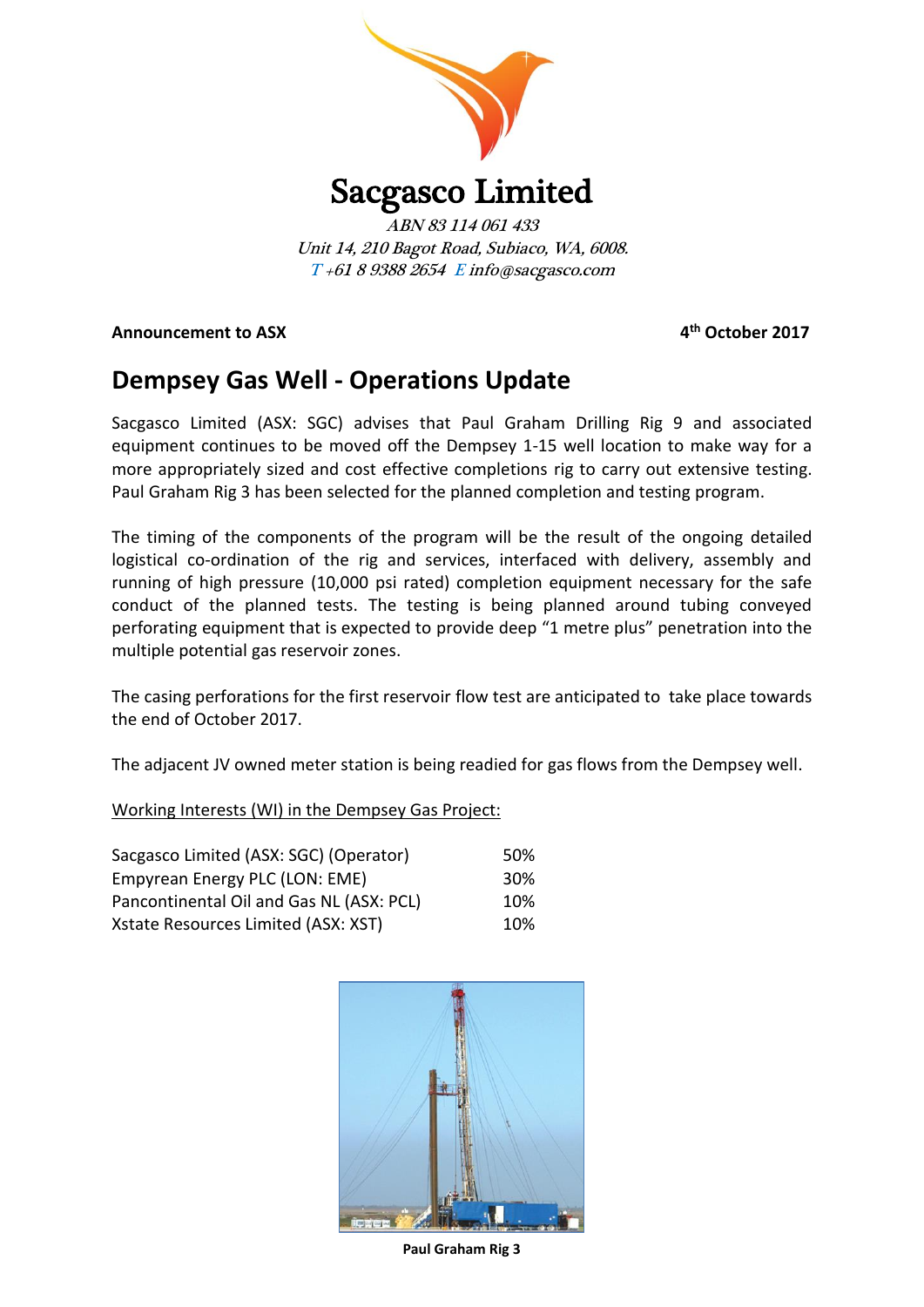# Sacgasco Limited

*ABN 83 114 061 433*
*Unit 14, 210 Bagot Road, Subiaco, WA, 6008.*
*T +61 8 9388 2654 E info@sacgasco.com*

**Announcement to ASX** **4th October 2017**

## Dempsey Gas Well - Operations Update

Sacgasco Limited (ASX: SGC) advises that Paul Graham Drilling Rig 9 and associated equipment continues to be moved off the Dempsey 1-15 well location to make way for a more appropriately sized and cost effective completions rig to carry out extensive testing. Paul Graham Rig 3 has been selected for the planned completion and testing program.

The timing of the components of the program will be the result of the ongoing detailed logistical co-ordination of the rig and services, interfaced with delivery, assembly and running of high pressure (10,000 psi rated) completion equipment necessary for the safe conduct of the planned tests. The testing is being planned around tubing conveyed perforating equipment that is expected to provide deep "1 metre plus" penetration into the multiple potential gas reservoir zones.

The casing perforations for the first reservoir flow test are anticipated to take place towards the end of October 2017.

The adjacent JV owned meter station is being readied for gas flows from the Dempsey well.

Working Interests (WI) in the Dempsey Gas Project:

| | |
|---|---|
| Sacgasco Limited (ASX: SGC) (Operator) | 50% |
| Empyrean Energy PLC (LON: EME) | 30% |
| Pancontinental Oil and Gas NL (ASX: PCL) | 10% |
| Xstate Resources Limited (ASX: XST) | 10% |

**Paul Graham Rig 3**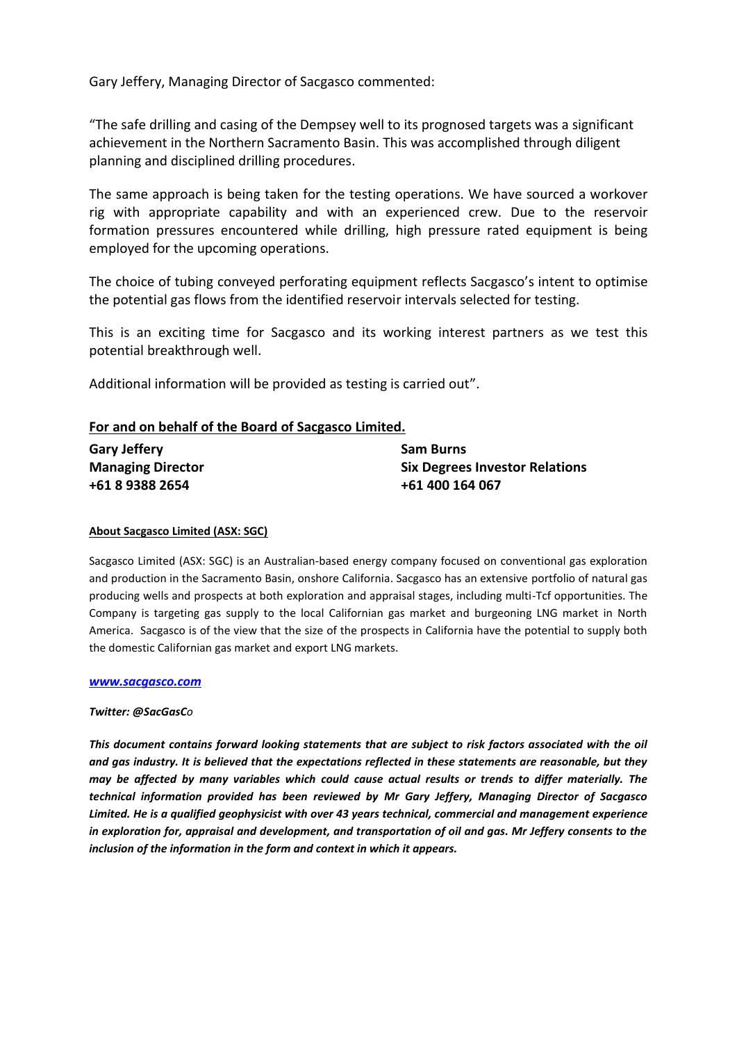Gary Jeffery, Managing Director of Sacgasco commented:

"The safe drilling and casing of the Dempsey well to its prognosed targets was a significant achievement in the Northern Sacramento Basin. This was accomplished through diligent planning and disciplined drilling procedures.

The same approach is being taken for the testing operations. We have sourced a workover rig with appropriate capability and with an experienced crew. Due to the reservoir formation pressures encountered while drilling, high pressure rated equipment is being employed for the upcoming operations.

The choice of tubing conveyed perforating equipment reflects Sacgasco's intent to optimise the potential gas flows from the identified reservoir intervals selected for testing.

This is an exciting time for Sacgasco and its working interest partners as we test this potential breakthrough well.

Additional information will be provided as testing is carried out".

**For and on behalf of the Board of Sacgasco Limited.**

**Gary Jeffery**
**Managing Director**
**+61 8 9388 2654**

**Sam Burns**
**Six Degrees Investor Relations**
**+61 400 164 067**

**About Sacgasco Limited (ASX: SGC)**

Sacgasco Limited (ASX: SGC) is an Australian-based energy company focused on conventional gas exploration and production in the Sacramento Basin, onshore California. Sacgasco has an extensive portfolio of natural gas producing wells and prospects at both exploration and appraisal stages, including multi-Tcf opportunities. The Company is targeting gas supply to the local Californian gas market and burgeoning LNG market in North America. Sacgasco is of the view that the size of the prospects in California have the potential to supply both the domestic Californian gas market and export LNG markets.

*www.sacgasco.com*

*Twitter: @SacGasCo*

***This document contains forward looking statements that are subject to risk factors associated with the oil and gas industry. It is believed that the expectations reflected in these statements are reasonable, but they may be affected by many variables which could cause actual results or trends to differ materially. The technical information provided has been reviewed by Mr Gary Jeffery, Managing Director of Sacgasco Limited. He is a qualified geophysicist with over 43 years technical, commercial and management experience in exploration for, appraisal and development, and transportation of oil and gas. Mr Jeffery consents to the inclusion of the information in the form and context in which it appears.***